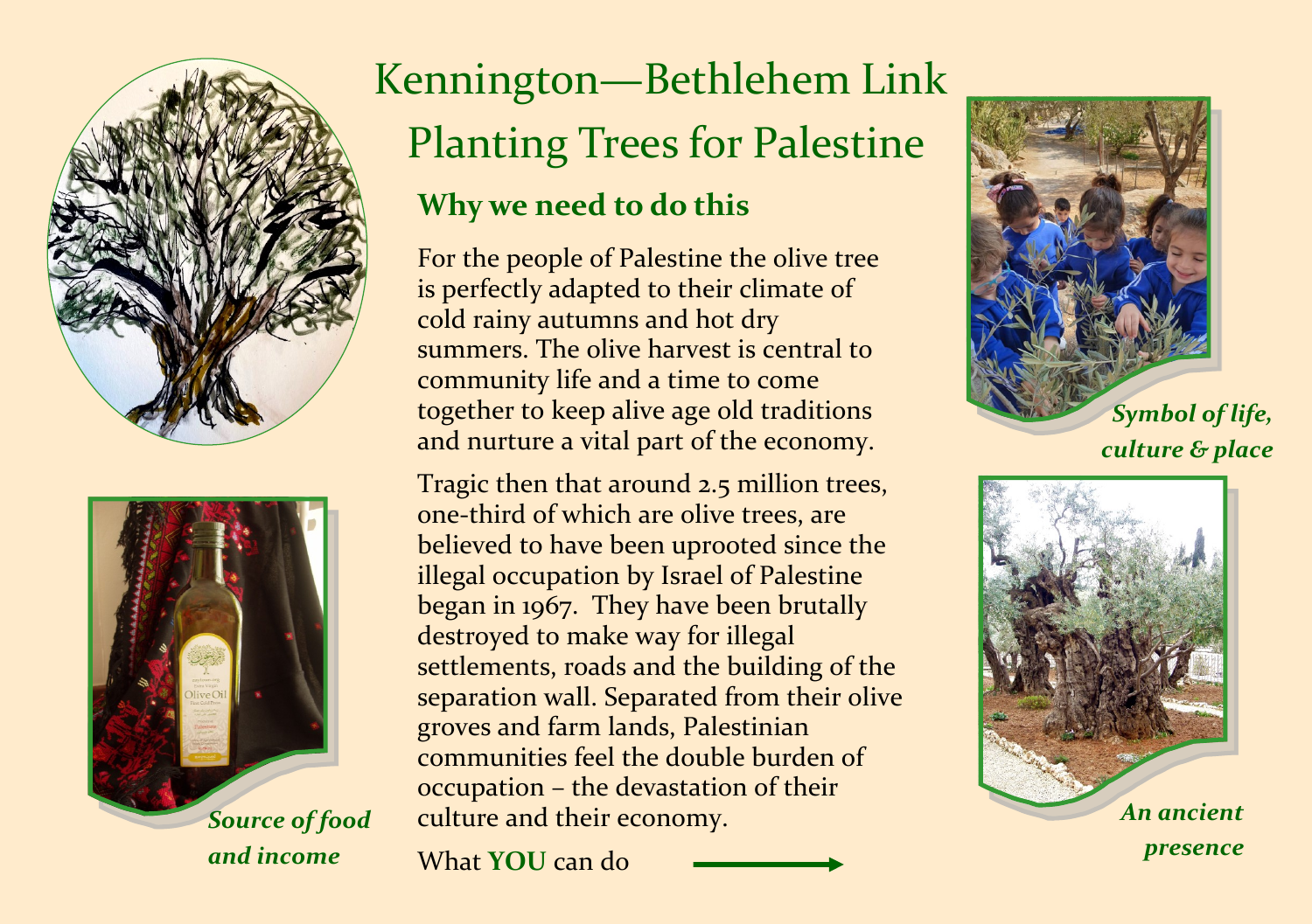# Kennington—Bethlehem Link

# Planting Trees for Palestine

## Why we need to do this

For the people of Palestine the olive tree is perfectly adapted to their climate of cold rainy autumns and hot dry summers. The olive harvest is central to community life and a time to come together to keep alive age old traditions and nurture a vital part of the economy.

Tragic then that around 2.5 million trees, one-third of which are olive trees, are believed to have been uprooted since the illegal occupation by Israel of Palestine began in 1967. They have been brutally destroyed to make way for illegal settlements, roads and the building of the separation wall. Separated from their olive groves and farm lands, Palestinian communities feel the double burden of occupation – the devastation of their culture and their economy.

What **YOU** can do →

***Source of food and income***

***Symbol of life, culture & place***

***An ancient presence***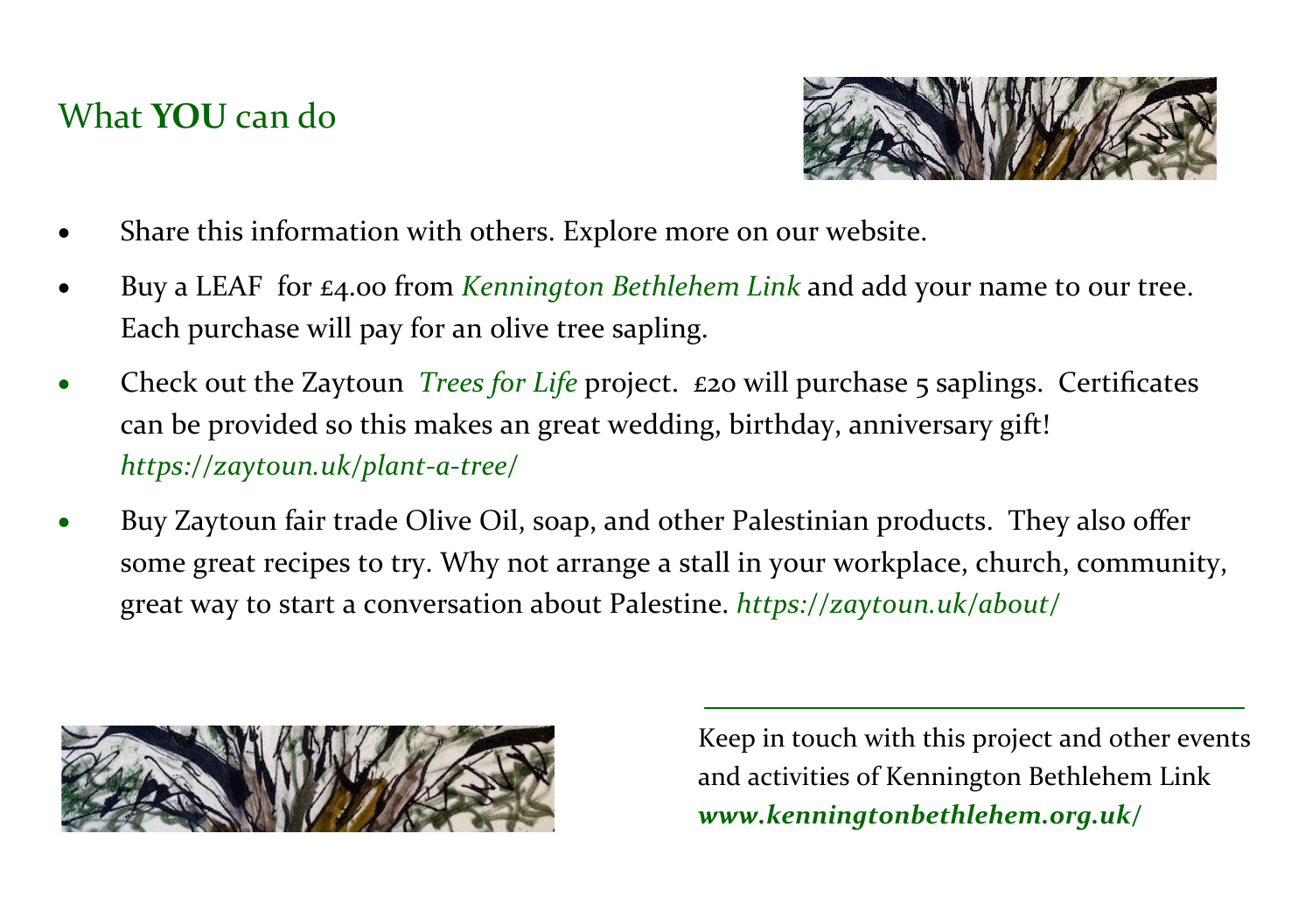## What **YOU** can do

- Share this information with others. Explore more on our website.
- Buy a LEAF for £4.00 from *Kennington Bethlehem Link* and add your name to our tree. Each purchase will pay for an olive tree sapling.
- Check out the Zaytoun *Trees for Life* project. £20 will purchase 5 saplings. Certificates can be provided so this makes an great wedding, birthday, anniversary gift! *https://zaytoun.uk/plant-a-tree/*
- Buy Zaytoun fair trade Olive Oil, soap, and other Palestinian products. They also offer some great recipes to try. Why not arrange a stall in your workplace, church, community, great way to start a conversation about Palestine. *https://zaytoun.uk/about/*

---

Keep in touch with this project and other events and activities of Kennington Bethlehem Link
***www.kenningtonbethlehem.org.uk/***